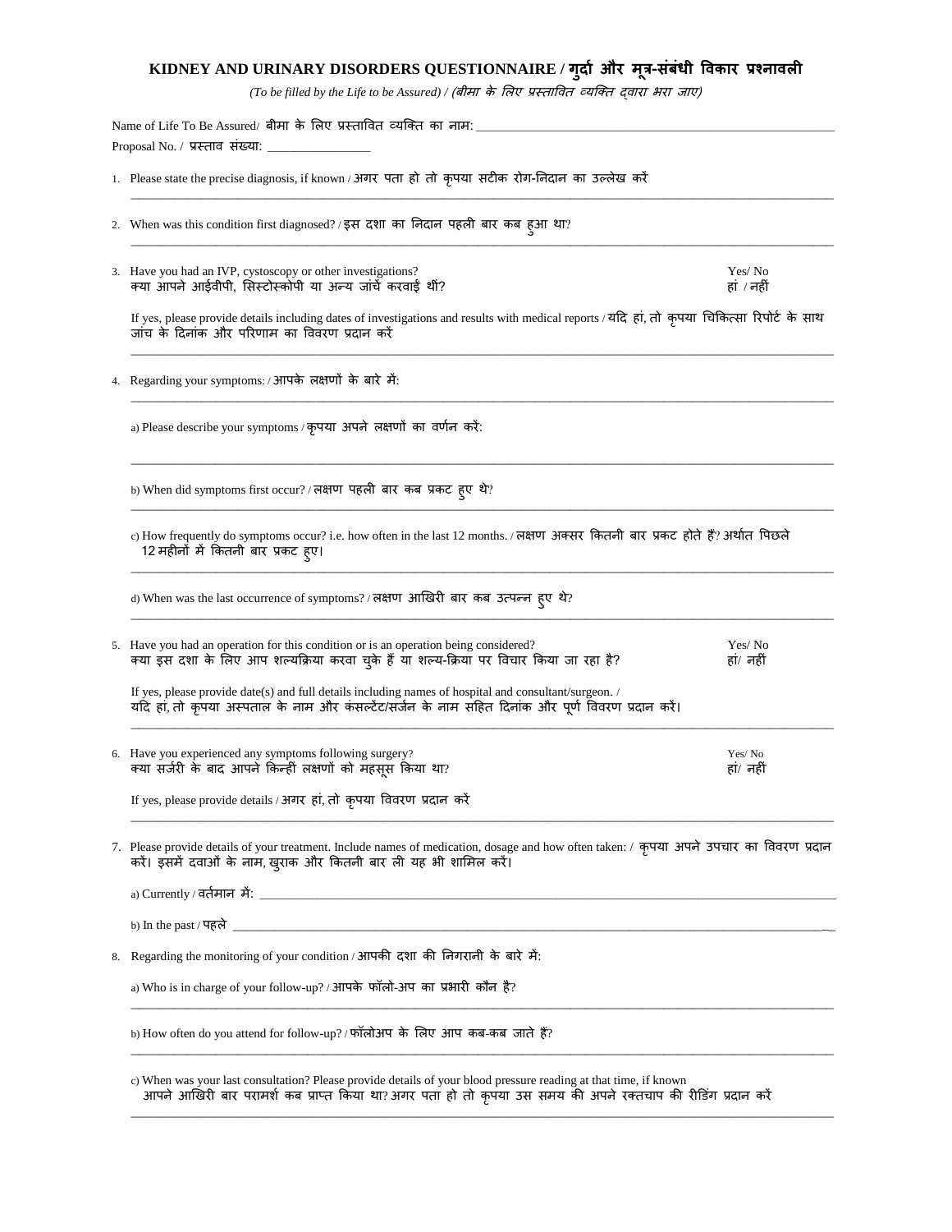# KIDNEY AND URINARY DISORDERS QUESTIONNAIRE / गुर्दा और मूत्र-संबंधी विकार प्रश्नावली

*(To be filled by the Life to be Assured) / (बीमा के लिए प्रस्तावित व्यक्ति द्वारा भरा जाए)*

Name of Life To Be Assured/ बीमा के लिए प्रस्तावित व्यक्ति का नाम: ____________________________________________

Proposal No. / प्रस्ताव संख्या: ________________

1. Please state the precise diagnosis, if known / अगर पता हो तो कृपया सटीक रोग-निदान का उल्लेख करें

______________________________________________________________________________

2. When was this condition first diagnosed? / इस दशा का निदान पहली बार कब हुआ था?

______________________________________________________________________________

3. Have you had an IVP, cystoscopy or other investigations? Yes/ No
क्या आपने आईवीपी, सिस्टोस्कोपी या अन्य जांचें करवाईं थीं? हां / नहीं

If yes, please provide details including dates of investigations and results with medical reports / यदि हां, तो कृपया चिकित्सा रिपोर्ट के साथ जांच के दिनांक और परिणाम का विवरण प्रदान करें

______________________________________________________________________________

4. Regarding your symptoms: / आपके लक्षणों के बारे में:

______________________________________________________________________________

a) Please describe your symptoms / कृपया अपने लक्षणों का वर्णन करें:

______________________________________________________________________________

b) When did symptoms first occur? / लक्षण पहली बार कब प्रकट हुए थे?

______________________________________________________________________________

c) How frequently do symptoms occur? i.e. how often in the last 12 months. / लक्षण अक्सर कितनी बार प्रकट होते हैं? अर्थात पिछले 12 महीनों में कितनी बार प्रकट हुए।

______________________________________________________________________________

d) When was the last occurrence of symptoms? / लक्षण आखिरी बार कब उत्पन्न हुए थे?

______________________________________________________________________________

5. Have you had an operation for this condition or is an operation being considered? Yes/ No
क्या इस दशा के लिए आप शल्यक्रिया करवा चुके हैं या शल्य-क्रिया पर विचार किया जा रहा है? हां/ नहीं

If yes, please provide date(s) and full details including names of hospital and consultant/surgeon. /
यदि हां, तो कृपया अस्पताल के नाम और कंसल्टेंट/सर्जन के नाम सहित दिनांक और पूर्ण विवरण प्रदान करें।

______________________________________________________________________________

6. Have you experienced any symptoms following surgery? Yes/ No
क्या सर्जरी के बाद आपने किन्हीं लक्षणों को महसूस किया था? हां/ नहीं

If yes, please provide details / अगर हां, तो कृपया विवरण प्रदान करें

______________________________________________________________________________

7. Please provide details of your treatment. Include names of medication, dosage and how often taken: / कृपया अपने उपचार का विवरण प्रदान करें। इसमें दवाओं के नाम, खुराक और कितनी बार ली यह भी शामिल करें।

a) Currently / वर्तमान में: ______________________________________________________________

b) In the past / पहले ________________________________________________________________

8. Regarding the monitoring of your condition / आपकी दशा की निगरानी के बारे में:

a) Who is in charge of your follow-up? / आपके फॉलो-अप का प्रभारी कौन है?

______________________________________________________________________________

b) How often do you attend for follow-up? / फॉलोअप के लिए आप कब-कब जाते हैं?

______________________________________________________________________________

c) When was your last consultation? Please provide details of your blood pressure reading at that time, if known
आपने आखिरी बार परामर्श कब प्राप्त किया था? अगर पता हो तो कृपया उस समय की अपने रक्तचाप की रीडिंग प्रदान करें

______________________________________________________________________________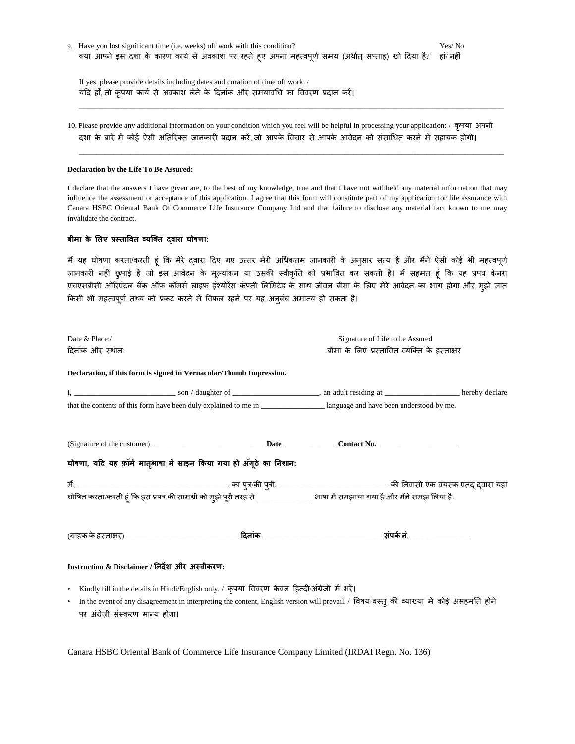9. Have you lost significant time (i.e. weeks) off work with this condition? Yes/ No
   क्या आपने इस दशा के कारण कार्य से अवकाश पर रहते हुए अपना महत्वपूर्ण समय (अर्थात् सप्ताह) खो दिया है? हां/ नहीं

   If yes, please provide details including dates and duration of time off work. /
   यदि हाँ, तो कृपया कार्य से अवकाश लेने के दिनांक और समयावधि का विवरण प्रदान करें।

   ___________________________________________________________________________________

10. Please provide any additional information on your condition which you feel will be helpful in processing your application: / कृपया अपनी दशा के बारे में कोई ऐसी अतिरिक्त जानकारी प्रदान करें, जो आपके विचार से आपके आवेदन को संसाधित करने में सहायक होगी।

    ___________________________________________________________________________________

**Declaration by the Life To Be Assured:**

I declare that the answers I have given are, to the best of my knowledge, true and that I have not withheld any material information that may influence the assessment or acceptance of this application. I agree that this form will constitute part of my application for life assurance with Canara HSBC Oriental Bank Of Commerce Life Insurance Company Ltd and that failure to disclose any material fact known to me may invalidate the contract.

**बीमा के लिए प्रस्तावित व्यक्ति द्वारा घोषणा:**

मैं यह घोषणा करता/करती हूं कि मेरे द्वारा दिए गए उत्तर मेरी अधिकतम जानकारी के अनुसार सत्य हैं और मैंने ऐसी कोई भी महत्वपूर्ण जानकारी नहीं छुपाई है जो इस आवेदन के मूल्यांकन या उसकी स्वीकृति को प्रभावित कर सकती है। मैं सहमत हूं कि यह प्रपत्र केनरा एचएसबीसी ओरिएंटल बैंक ऑफ़ कॉमर्स लाइफ़ इंश्योरेंस कंपनी लिमिटेड के साथ जीवन बीमा के लिए मेरे आवेदन का भाग होगा और मुझे ज्ञात किसी भी महत्वपूर्ण तथ्य को प्रकट करने में विफल रहने पर यह अनुबंध अमान्य हो सकता है।

Date & Place:/ Signature of Life to be Assured
दिनांक और स्थानः बीमा के लिए प्रस्तावित व्यक्ति के हस्ताक्षर

**Declaration, if this form is signed in Vernacular/Thumb Impression:**

I, __________________________ son / daughter of ______________________, an adult residing at ___________________ hereby declare that the contents of this form have been duly explained to me in ________________ language and have been understood by me.

(Signature of the customer) ______________________________ **Date** _____________ **Contact No.** _____________________

**घोषणा, यदि यह फ़ॉर्म मातृभाषा में साइन किया गया हो अँगूठे का निशान:**

मैं, _____________________________________, का पुत्र/की पुत्री, ___________________________ की निवासी एक वयस्क एतद् द्वारा यहां घोषित करता/करती हूं कि इस प्रपत्र की सामग्री को मुझे पूरी तरह से ______________ भाषा में समझाया गया है और मैंने समझ लिया है.

(ग्राहक के हस्ताक्षर) _____________________________ **दिनांक** _______________________________ **संपर्क नं.**_______________

**Instruction & Disclaimer / निर्देश और अस्वीकरण:**

- Kindly fill in the details in Hindi/English only. / कृपया विवरण केवल हिन्दी/अंग्रेज़ी में भरें।
- In the event of any disagreement in interpreting the content, English version will prevail. / विषय-वस्तु की व्याख्या में कोई असहमति होने पर अंग्रेज़ी संस्करण मान्य होगा।

Canara HSBC Oriental Bank of Commerce Life Insurance Company Limited (IRDAI Regn. No. 136)